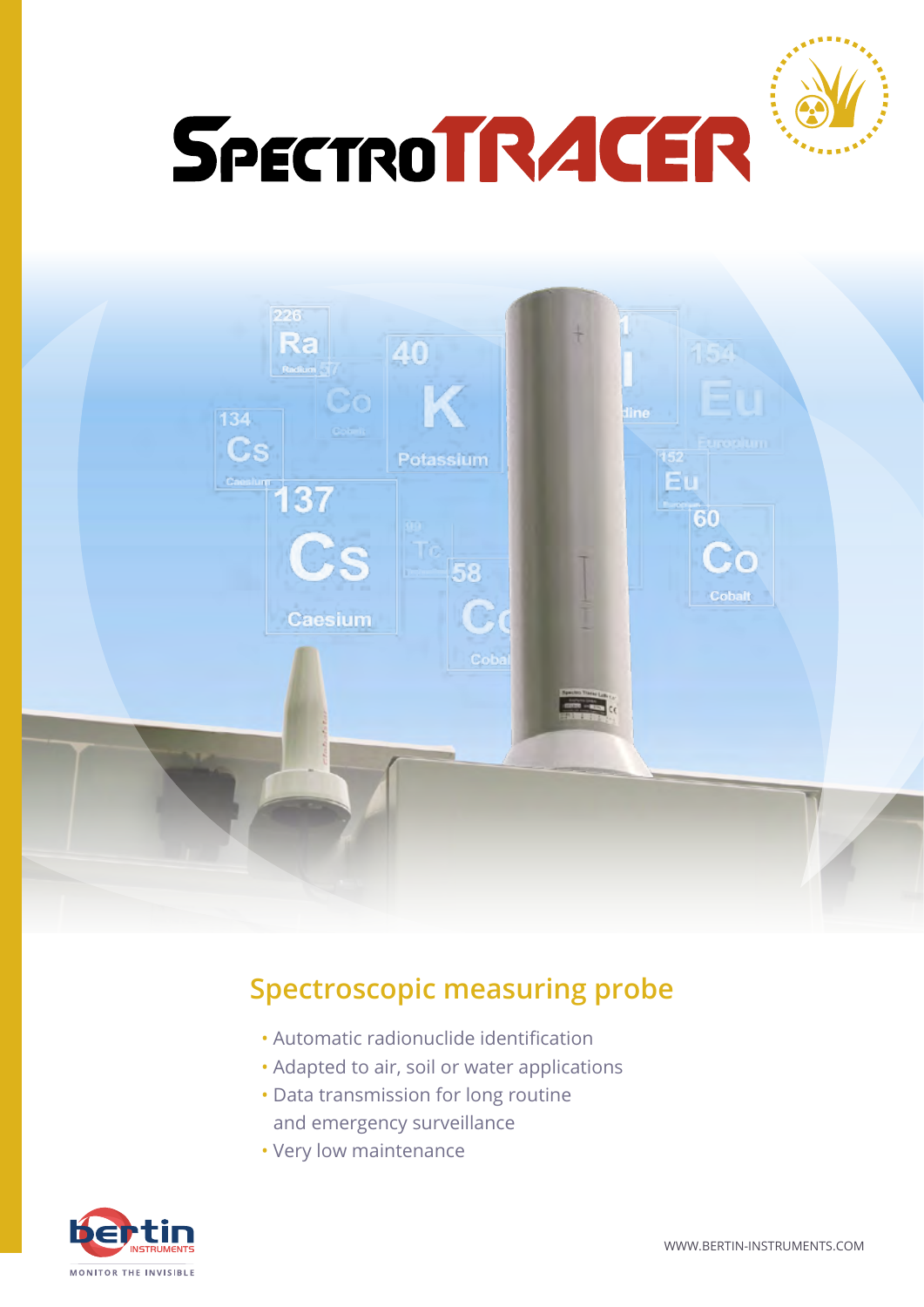# SPECTROTRACER

## Spectroscopic measuring probe

- Automatic radionuclide identification
- Adapted to air, soil or water applications
- Data transmission for long routine and emergency surveillance
- Very low maintenance

bertin INSTRUMENTS

MONITOR THE INVISIBLE

WWW.BERTIN-INSTRUMENTS.COM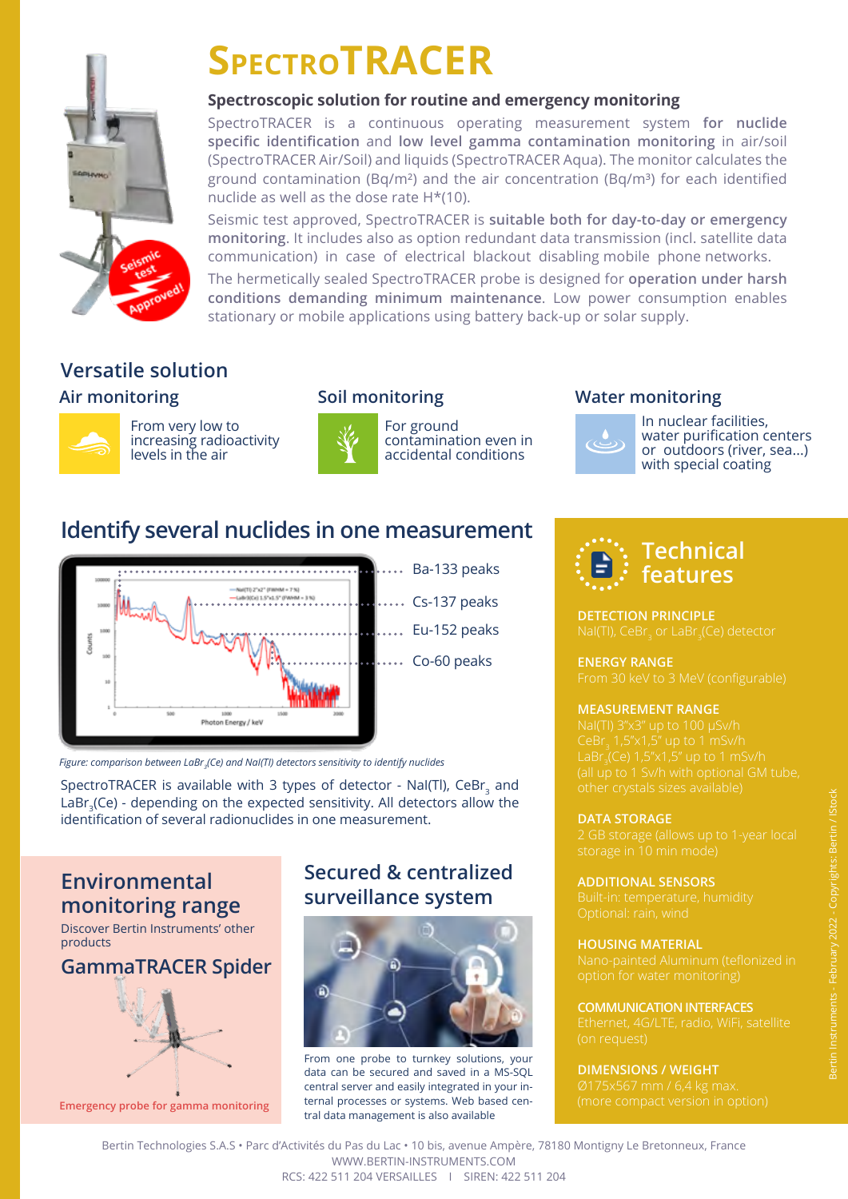# SpectroTRACER

### Spectroscopic solution for routine and emergency monitoring

SpectroTRACER is a continuous operating measurement system **for nuclide specific identification** and **low level gamma contamination monitoring** in air/soil (SpectroTRACER Air/Soil) and liquids (SpectroTRACER Aqua). The monitor calculates the ground contamination (Bq/m²) and the air concentration (Bq/m³) for each identified nuclide as well as the dose rate H*(10).

Seismic test approved, SpectroTRACER is **suitable both for day-to-day or emergency monitoring**. It includes also as option redundant data transmission (incl. satellite data communication) in case of electrical blackout disabling mobile phone networks.

The hermetically sealed SpectroTRACER probe is designed for **operation under harsh conditions demanding minimum maintenance**. Low power consumption enables stationary or mobile applications using battery back-up or solar supply.

Seismic test Approved!

## Versatile solution

### Air monitoring

From very low to increasing radioactivity levels in the air

### Soil monitoring

For ground contamination even in accidental conditions

### Water monitoring

In nuclear facilities, water purification centers or outdoors (river, sea...) with special coating

## Identify several nuclides in one measurement

Ba-133 peaks
Cs-137 peaks
Eu-152 peaks
Co-60 peaks

Counts
Photon Energy / keV
NaI(Tl) 2"x2" (FWHM = 7%)
LaBr3(Ce) 1.5"x1.5" (FWHM = 3%)

*Figure: comparison between $LaBr_3(Ce)$ and NaI(Tl) detectors sensitivity to identify nuclides*

SpectroTRACER is available with 3 types of detector - NaI(Tl), $CeBr_3$ and $LaBr_3(Ce)$ - depending on the expected sensitivity. All detectors allow the identification of several radionuclides in one measurement.

## Technical features

**DETECTION PRINCIPLE**
NaI(Tl), $CeBr_3$ or $LaBr_3(Ce)$ detector

**ENERGY RANGE**
From 30 keV to 3 MeV (configurable)

**MEASUREMENT RANGE**
NaI(Tl) 3"x3" up to 100 µSv/h
$CeBr_3$ 1,5"x1,5" up to 1 mSv/h
$LaBr_3(Ce)$ 1,5"x1,5" up to 1 mSv/h
(all up to 1 Sv/h with optional GM tube, other crystals sizes available)

**DATA STORAGE**
2 GB storage (allows up to 1-year local storage in 10 min mode)

**ADDITIONAL SENSORS**
Built-in: temperature, humidity
Optional: rain, wind

**HOUSING MATERIAL**
Nano-painted Aluminum (teflonized in option for water monitoring)

**COMMUNICATION INTERFACES**
Ethernet, 4G/LTE, radio, WiFi, satellite (on request)

**DIMENSIONS / WEIGHT**
Ø175x567 mm / 6,4 kg max.
(more compact version in option)

## Environmental monitoring range

Discover Bertin Instruments' other products

### GammaTRACER Spider

Emergency probe for gamma monitoring

## Secured & centralized surveillance system

From one probe to turnkey solutions, your data can be secured and saved in a MS-SQL central server and easily integrated in your internal processes or systems. Web based central data management is also available

Bertin Instruments - February 2022 - Copyrights: Bertin / iStock

Bertin Technologies S.A.S • Parc d'Activités du Pas du Lac • 10 bis, avenue Ampère, 78180 Montigny Le Bretonneux, France
WWW.BERTIN-INSTRUMENTS.COM
RCS: 422 511 204 VERSAILLES | SIREN: 422 511 204